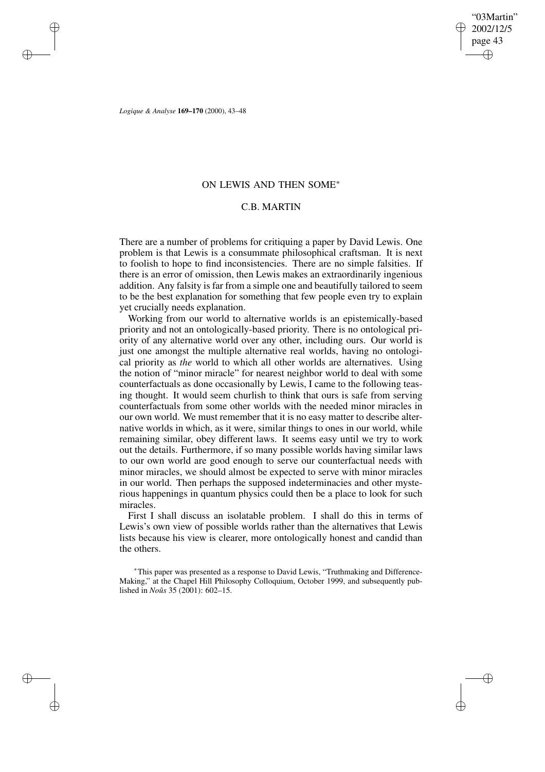# ON LEWIS AND THEN SOME*

## C.B. MARTIN

There are a number of problems for critiquing a paper by David Lewis. One problem is that Lewis is a consummate philosophical craftsman. It is next to foolish to hope to find inconsistencies. There are no simple falsities. If there is an error of omission, then Lewis makes an extraordinarily ingenious addition. Any falsity is far from a simple one and beautifully tailored to seem to be the best explanation for something that few people even try to explain yet crucially needs explanation.

Working from our world to alternative worlds is an epistemically-based priority and not an ontologically-based priority. There is no ontological priority of any alternative world over any other, including ours. Our world is just one amongst the multiple alternative real worlds, having no ontological priority as *the* world to which all other worlds are alternatives. Using the notion of "minor miracle" for nearest neighbor world to deal with some counterfactuals as done occasionally by Lewis, I came to the following teasing thought. It would seem churlish to think that ours is safe from serving counterfactuals from some other worlds with the needed minor miracles in our own world. We must remember that it is no easy matter to describe alternative worlds in which, as it were, similar things to ones in our world, while remaining similar, obey different laws. It seems easy until we try to work out the details. Furthermore, if so many possible worlds having similar laws to our own world are good enough to serve our counterfactual needs with minor miracles, we should almost be expected to serve with minor miracles in our world. Then perhaps the supposed indeterminacies and other mysterious happenings in quantum physics could then be a place to look for such miracles.

First I shall discuss an isolatable problem. I shall do this in terms of Lewis's own view of possible worlds rather than the alternatives that Lewis lists because his view is clearer, more ontologically honest and candid than the others.

*This paper was presented as a response to David Lewis, "Truthmaking and Difference-Making," at the Chapel Hill Philosophy Colloquium, October 1999, and subsequently published in *Noûs* 35 (2001): 602–15.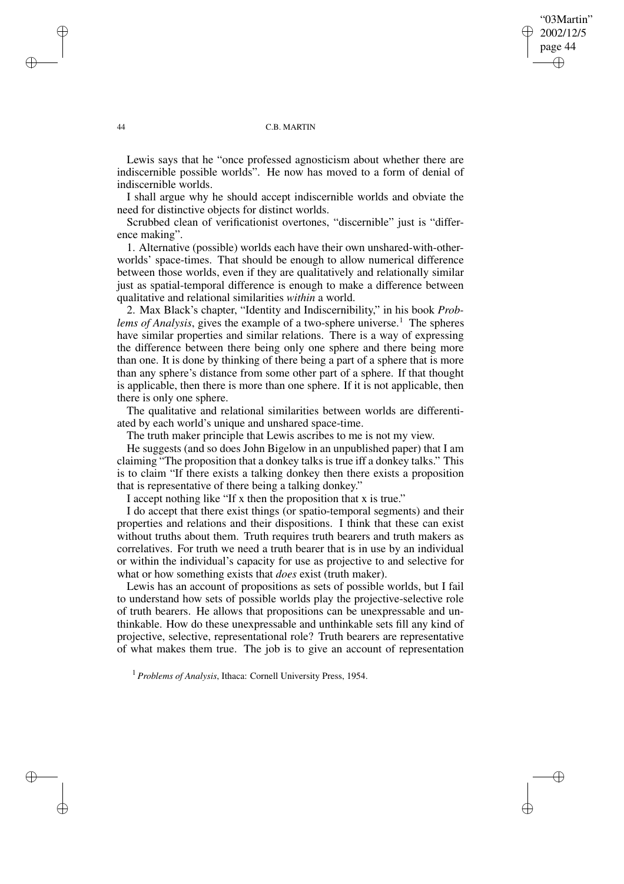Lewis says that he "once professed agnosticism about whether there are indiscernible possible worlds". He now has moved to a form of denial of indiscernible worlds.

I shall argue why he should accept indiscernible worlds and obviate the need for distinctive objects for distinct worlds.

Scrubbed clean of verificationist overtones, "discernible" just is "difference making".

1. Alternative (possible) worlds each have their own unshared-with-other-worlds' space-times. That should be enough to allow numerical difference between those worlds, even if they are qualitatively and relationally similar just as spatial-temporal difference is enough to make a difference between qualitative and relational similarities *within* a world.

2. Max Black's chapter, "Identity and Indiscernibility," in his book *Problems of Analysis*, gives the example of a two-sphere universe.[1] The spheres have similar properties and similar relations. There is a way of expressing the difference between there being only one sphere and there being more than one. It is done by thinking of there being a part of a sphere that is more than any sphere's distance from some other part of a sphere. If that thought is applicable, then there is more than one sphere. If it is not applicable, then there is only one sphere.

The qualitative and relational similarities between worlds are differentiated by each world's unique and unshared space-time.

The truth maker principle that Lewis ascribes to me is not my view.

He suggests (and so does John Bigelow in an unpublished paper) that I am claiming "The proposition that a donkey talks is true iff a donkey talks." This is to claim "If there exists a talking donkey then there exists a proposition that is representative of there being a talking donkey."

I accept nothing like "If x then the proposition that x is true."

I do accept that there exist things (or spatio-temporal segments) and their properties and relations and their dispositions. I think that these can exist without truths about them. Truth requires truth bearers and truth makers as correlatives. For truth we need a truth bearer that is in use by an individual or within the individual's capacity for use as projective to and selective for what or how something exists that *does* exist (truth maker).

Lewis has an account of propositions as sets of possible worlds, but I fail to understand how sets of possible worlds play the projective-selective role of truth bearers. He allows that propositions can be unexpressable and unthinkable. How do these unexpressable and unthinkable sets fill any kind of projective, selective, representational role? Truth bearers are representative of what makes them true. The job is to give an account of representation

[1] *Problems of Analysis*, Ithaca: Cornell University Press, 1954.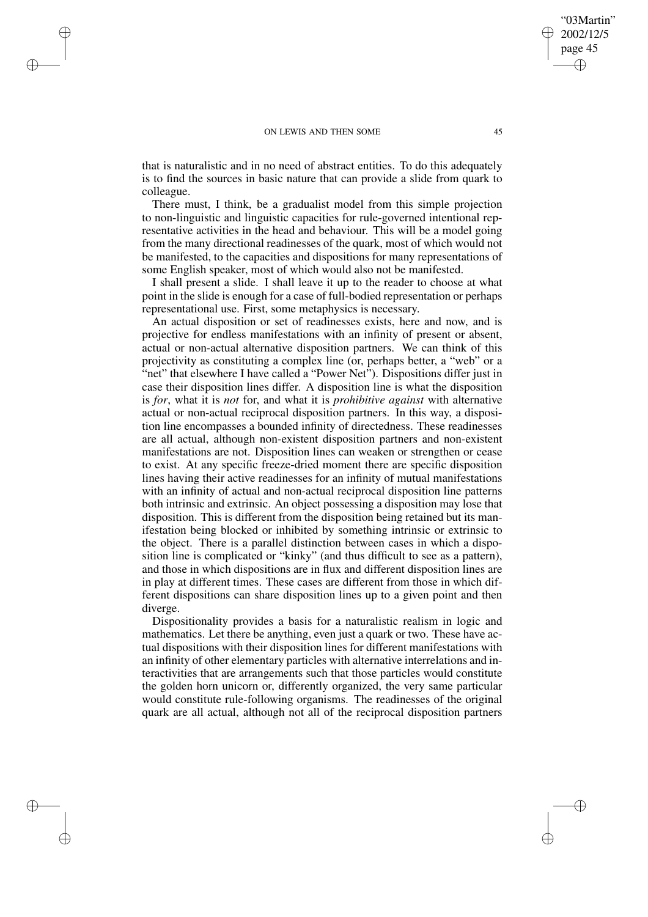that is naturalistic and in no need of abstract entities. To do this adequately is to find the sources in basic nature that can provide a slide from quark to colleague.

There must, I think, be a gradualist model from this simple projection to non-linguistic and linguistic capacities for rule-governed intentional representative activities in the head and behaviour. This will be a model going from the many directional readinesses of the quark, most of which would not be manifested, to the capacities and dispositions for many representations of some English speaker, most of which would also not be manifested.

I shall present a slide. I shall leave it up to the reader to choose at what point in the slide is enough for a case of full-bodied representation or perhaps representational use. First, some metaphysics is necessary.

An actual disposition or set of readinesses exists, here and now, and is projective for endless manifestations with an infinity of present or absent, actual or non-actual alternative disposition partners. We can think of this projectivity as constituting a complex line (or, perhaps better, a "web" or a "net" that elsewhere I have called a "Power Net"). Dispositions differ just in case their disposition lines differ. A disposition line is what the disposition is *for*, what it is *not* for, and what it is *prohibitive against* with alternative actual or non-actual reciprocal disposition partners. In this way, a disposition line encompasses a bounded infinity of directedness. These readinesses are all actual, although non-existent disposition partners and non-existent manifestations are not. Disposition lines can weaken or strengthen or cease to exist. At any specific freeze-dried moment there are specific disposition lines having their active readinesses for an infinity of mutual manifestations with an infinity of actual and non-actual reciprocal disposition line patterns both intrinsic and extrinsic. An object possessing a disposition may lose that disposition. This is different from the disposition being retained but its manifestation being blocked or inhibited by something intrinsic or extrinsic to the object. There is a parallel distinction between cases in which a disposition line is complicated or "kinky" (and thus difficult to see as a pattern), and those in which dispositions are in flux and different disposition lines are in play at different times. These cases are different from those in which different dispositions can share disposition lines up to a given point and then diverge.

Dispositionality provides a basis for a naturalistic realism in logic and mathematics. Let there be anything, even just a quark or two. These have actual dispositions with their disposition lines for different manifestations with an infinity of other elementary particles with alternative interrelations and interactivities that are arrangements such that those particles would constitute the golden horn unicorn or, differently organized, the very same particular would constitute rule-following organisms. The readinesses of the original quark are all actual, although not all of the reciprocal disposition partners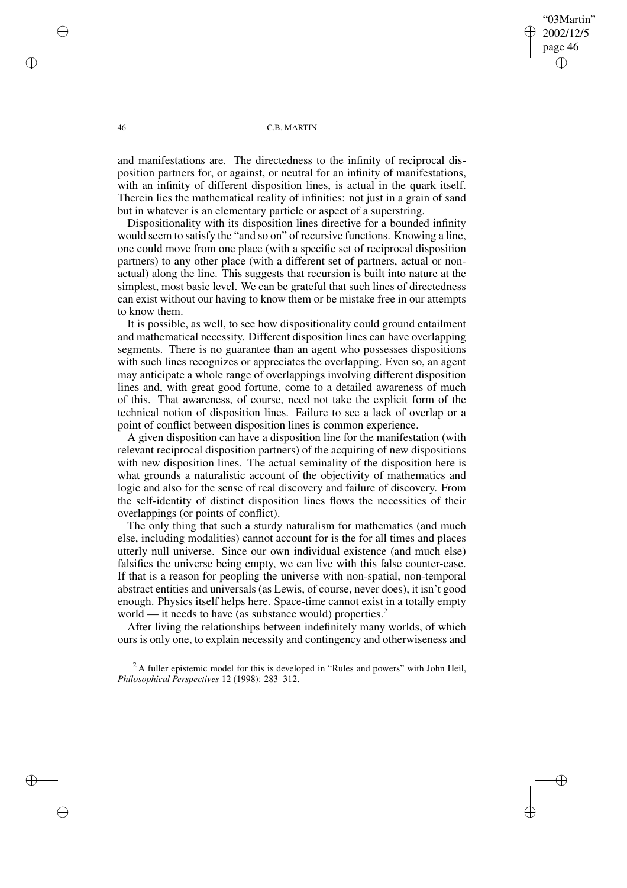and manifestations are. The directedness to the infinity of reciprocal disposition partners for, or against, or neutral for an infinity of manifestations, with an infinity of different disposition lines, is actual in the quark itself. Therein lies the mathematical reality of infinities: not just in a grain of sand but in whatever is an elementary particle or aspect of a superstring.

Dispositionality with its disposition lines directive for a bounded infinity would seem to satisfy the "and so on" of recursive functions. Knowing a line, one could move from one place (with a specific set of reciprocal disposition partners) to any other place (with a different set of partners, actual or non-actual) along the line. This suggests that recursion is built into nature at the simplest, most basic level. We can be grateful that such lines of directedness can exist without our having to know them or be mistake free in our attempts to know them.

It is possible, as well, to see how dispositionality could ground entailment and mathematical necessity. Different disposition lines can have overlapping segments. There is no guarantee than an agent who possesses dispositions with such lines recognizes or appreciates the overlapping. Even so, an agent may anticipate a whole range of overlappings involving different disposition lines and, with great good fortune, come to a detailed awareness of much of this. That awareness, of course, need not take the explicit form of the technical notion of disposition lines. Failure to see a lack of overlap or a point of conflict between disposition lines is common experience.

A given disposition can have a disposition line for the manifestation (with relevant reciprocal disposition partners) of the acquiring of new dispositions with new disposition lines. The actual seminality of the disposition here is what grounds a naturalistic account of the objectivity of mathematics and logic and also for the sense of real discovery and failure of discovery. From the self-identity of distinct disposition lines flows the necessities of their overlappings (or points of conflict).

The only thing that such a sturdy naturalism for mathematics (and much else, including modalities) cannot account for is the for all times and places utterly null universe. Since our own individual existence (and much else) falsifies the universe being empty, we can live with this false counter-case. If that is a reason for peopling the universe with non-spatial, non-temporal abstract entities and universals (as Lewis, of course, never does), it isn't good enough. Physics itself helps here. Space-time cannot exist in a totally empty world — it needs to have (as substance would) properties.[2]

After living the relationships between indefinitely many worlds, of which ours is only one, to explain necessity and contingency and otherwiseness and

[2] A fuller epistemic model for this is developed in "Rules and powers" with John Heil, *Philosophical Perspectives* 12 (1998): 283–312.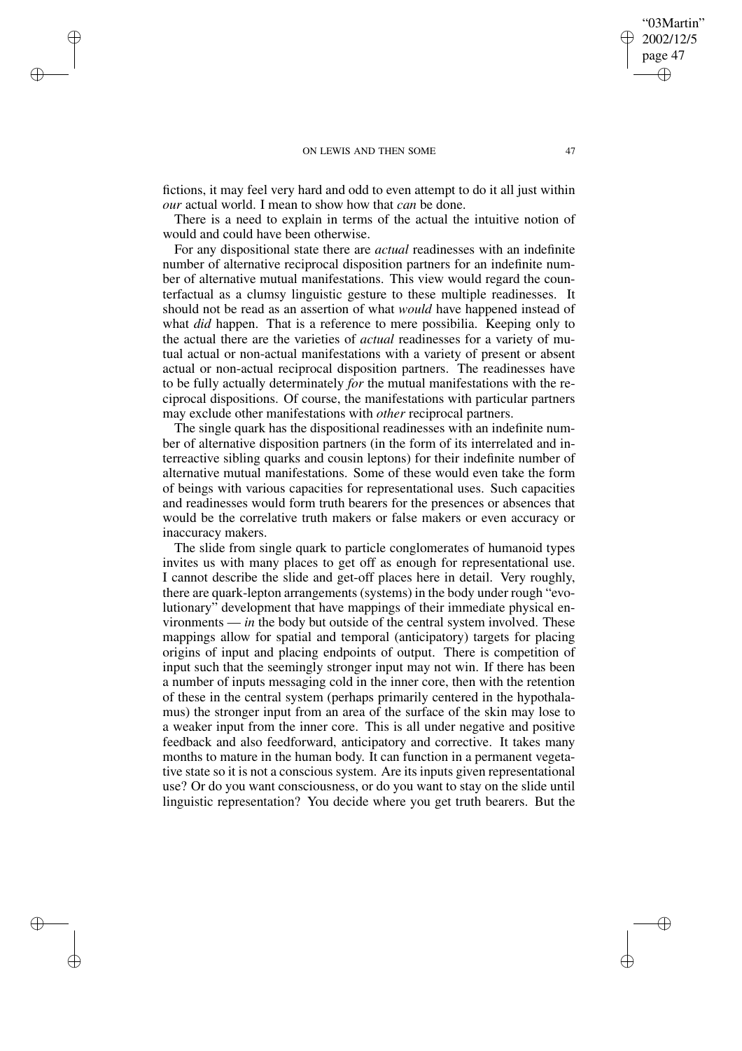fictions, it may feel very hard and odd to even attempt to do it all just within *our* actual world. I mean to show how that *can* be done.

There is a need to explain in terms of the actual the intuitive notion of would and could have been otherwise.

For any dispositional state there are *actual* readinesses with an indefinite number of alternative reciprocal disposition partners for an indefinite number of alternative mutual manifestations. This view would regard the counterfactual as a clumsy linguistic gesture to these multiple readinesses. It should not be read as an assertion of what *would* have happened instead of what *did* happen. That is a reference to mere possibilia. Keeping only to the actual there are the varieties of *actual* readinesses for a variety of mutual actual or non-actual manifestations with a variety of present or absent actual or non-actual reciprocal disposition partners. The readinesses have to be fully actually determinately *for* the mutual manifestations with the reciprocal dispositions. Of course, the manifestations with particular partners may exclude other manifestations with *other* reciprocal partners.

The single quark has the dispositional readinesses with an indefinite number of alternative disposition partners (in the form of its interrelated and interreactive sibling quarks and cousin leptons) for their indefinite number of alternative mutual manifestations. Some of these would even take the form of beings with various capacities for representational uses. Such capacities and readinesses would form truth bearers for the presences or absences that would be the correlative truth makers or false makers or even accuracy or inaccuracy makers.

The slide from single quark to particle conglomerates of humanoid types invites us with many places to get off as enough for representational use. I cannot describe the slide and get-off places here in detail. Very roughly, there are quark-lepton arrangements (systems) in the body under rough "evolutionary" development that have mappings of their immediate physical environments — *in* the body but outside of the central system involved. These mappings allow for spatial and temporal (anticipatory) targets for placing origins of input and placing endpoints of output. There is competition of input such that the seemingly stronger input may not win. If there has been a number of inputs messaging cold in the inner core, then with the retention of these in the central system (perhaps primarily centered in the hypothalamus) the stronger input from an area of the surface of the skin may lose to a weaker input from the inner core. This is all under negative and positive feedback and also feedforward, anticipatory and corrective. It takes many months to mature in the human body. It can function in a permanent vegetative state so it is not a conscious system. Are its inputs given representational use? Or do you want consciousness, or do you want to stay on the slide until linguistic representation? You decide where you get truth bearers. But the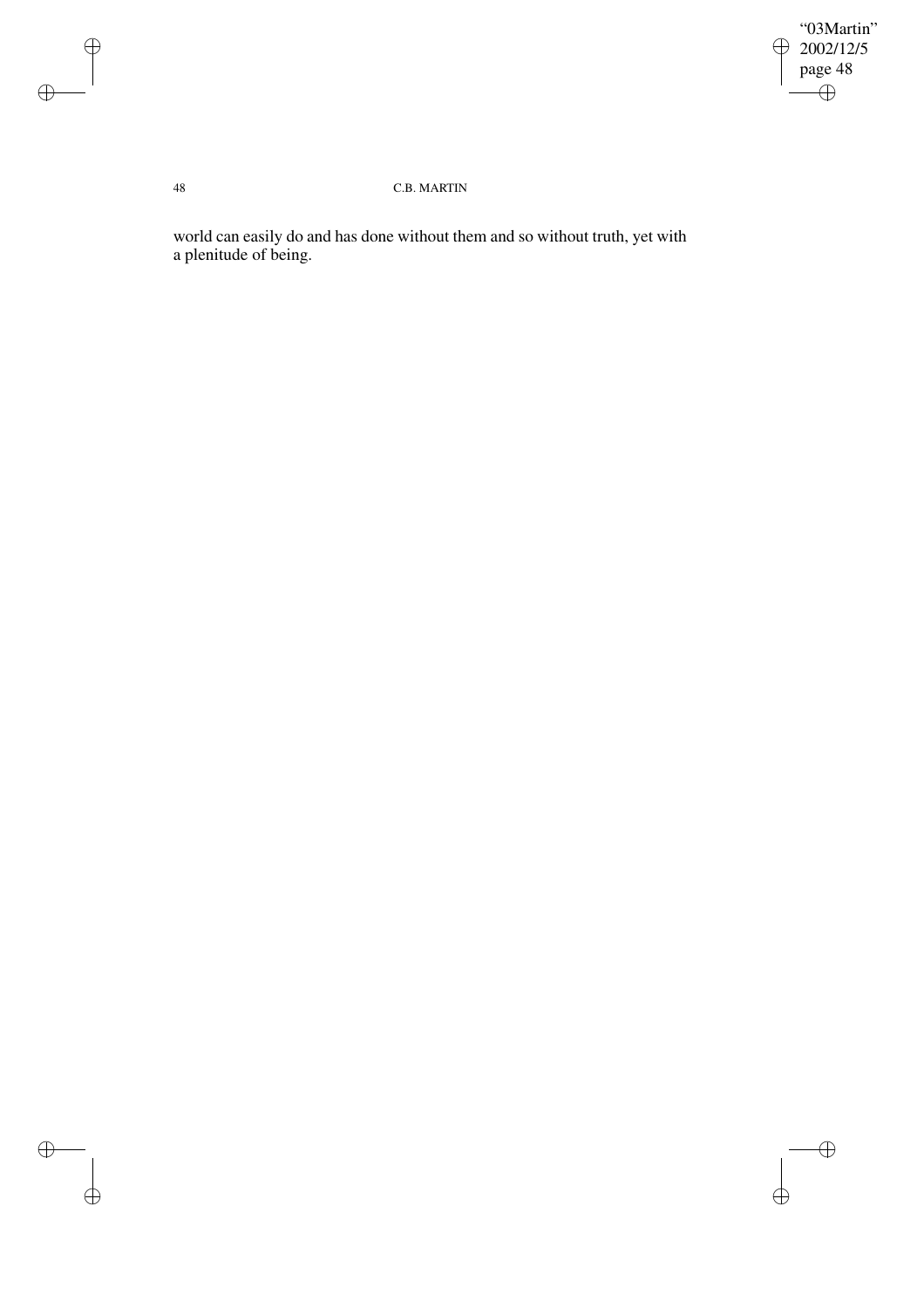world can easily do and has done without them and so without truth, yet with a plenitude of being.